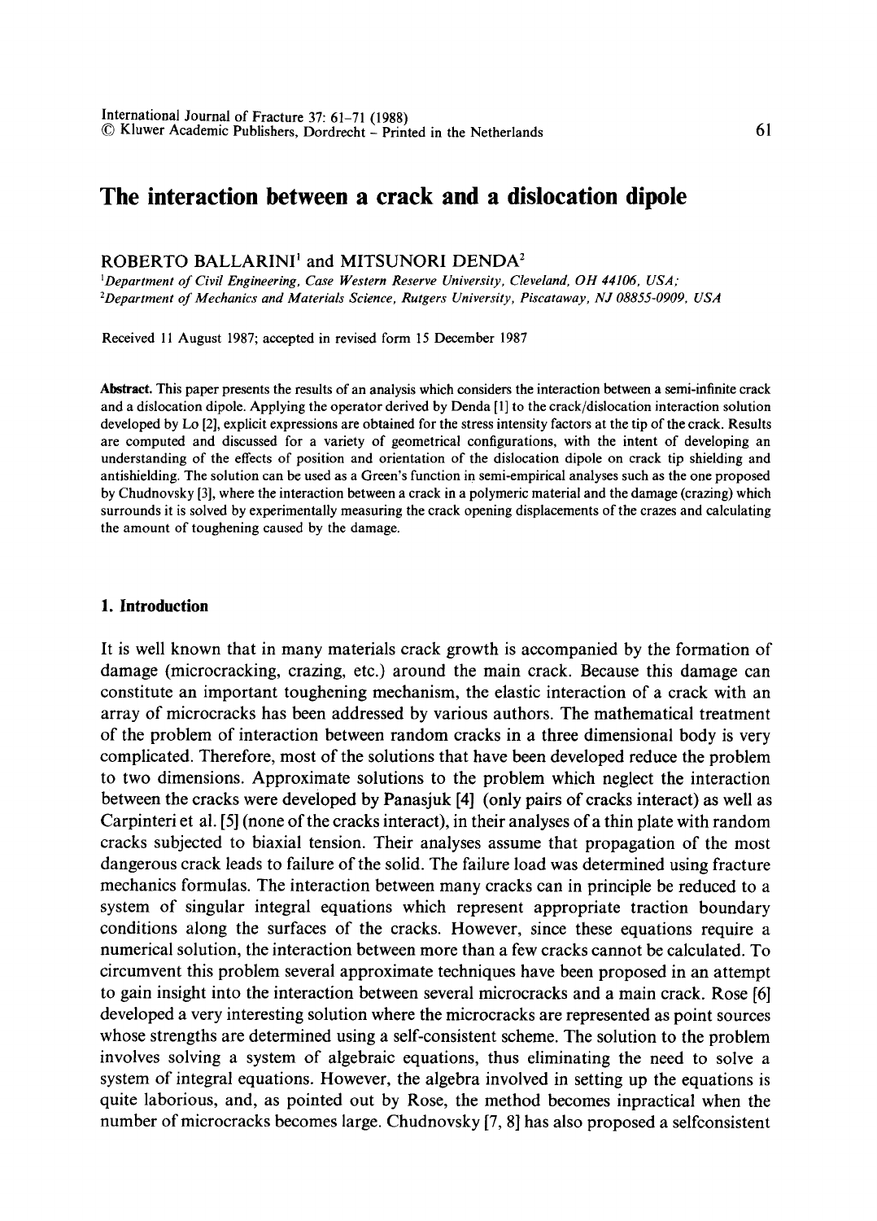# The interaction between a crack and a dislocation dipole

ROBERTO BALLARINI[1] and MITSUNORI DENDA[2]

[1]*Department of Civil Engineering, Case Western Reserve University, Cleveland, OH 44106, USA;*
[2]*Department of Mechanics and Materials Science, Rutgers University, Piscataway, NJ 08855-0909, USA*

Received 11 August 1987; accepted in revised form 15 December 1987

**Abstract.** This paper presents the results of an analysis which considers the interaction between a semi-infinite crack and a dislocation dipole. Applying the operator derived by Denda [1] to the crack/dislocation interaction solution developed by Lo [2], explicit expressions are obtained for the stress intensity factors at the tip of the crack. Results are computed and discussed for a variety of geometrical configurations, with the intent of developing an understanding of the effects of position and orientation of the dislocation dipole on crack tip shielding and antishielding. The solution can be used as a Green's function in semi-empirical analyses such as the one proposed by Chudnovsky [3], where the interaction between a crack in a polymeric material and the damage (crazing) which surrounds it is solved by experimentally measuring the crack opening displacements of the crazes and calculating the amount of toughening caused by the damage.

## 1. Introduction

It is well known that in many materials crack growth is accompanied by the formation of damage (microcracking, crazing, etc.) around the main crack. Because this damage can constitute an important toughening mechanism, the elastic interaction of a crack with an array of microcracks has been addressed by various authors. The mathematical treatment of the problem of interaction between random cracks in a three dimensional body is very complicated. Therefore, most of the solutions that have been developed reduce the problem to two dimensions. Approximate solutions to the problem which neglect the interaction between the cracks were developed by Panasjuk [4] (only pairs of cracks interact) as well as Carpinteri et al. [5] (none of the cracks interact), in their analyses of a thin plate with random cracks subjected to biaxial tension. Their analyses assume that propagation of the most dangerous crack leads to failure of the solid. The failure load was determined using fracture mechanics formulas. The interaction between many cracks can in principle be reduced to a system of singular integral equations which represent appropriate traction boundary conditions along the surfaces of the cracks. However, since these equations require a numerical solution, the interaction between more than a few cracks cannot be calculated. To circumvent this problem several approximate techniques have been proposed in an attempt to gain insight into the interaction between several microcracks and a main crack. Rose [6] developed a very interesting solution where the microcracks are represented as point sources whose strengths are determined using a self-consistent scheme. The solution to the problem involves solving a system of algebraic equations, thus eliminating the need to solve a system of integral equations. However, the algebra involved in setting up the equations is quite laborious, and, as pointed out by Rose, the method becomes inpractical when the number of microcracks becomes large. Chudnovsky [7, 8] has also proposed a selfconsistent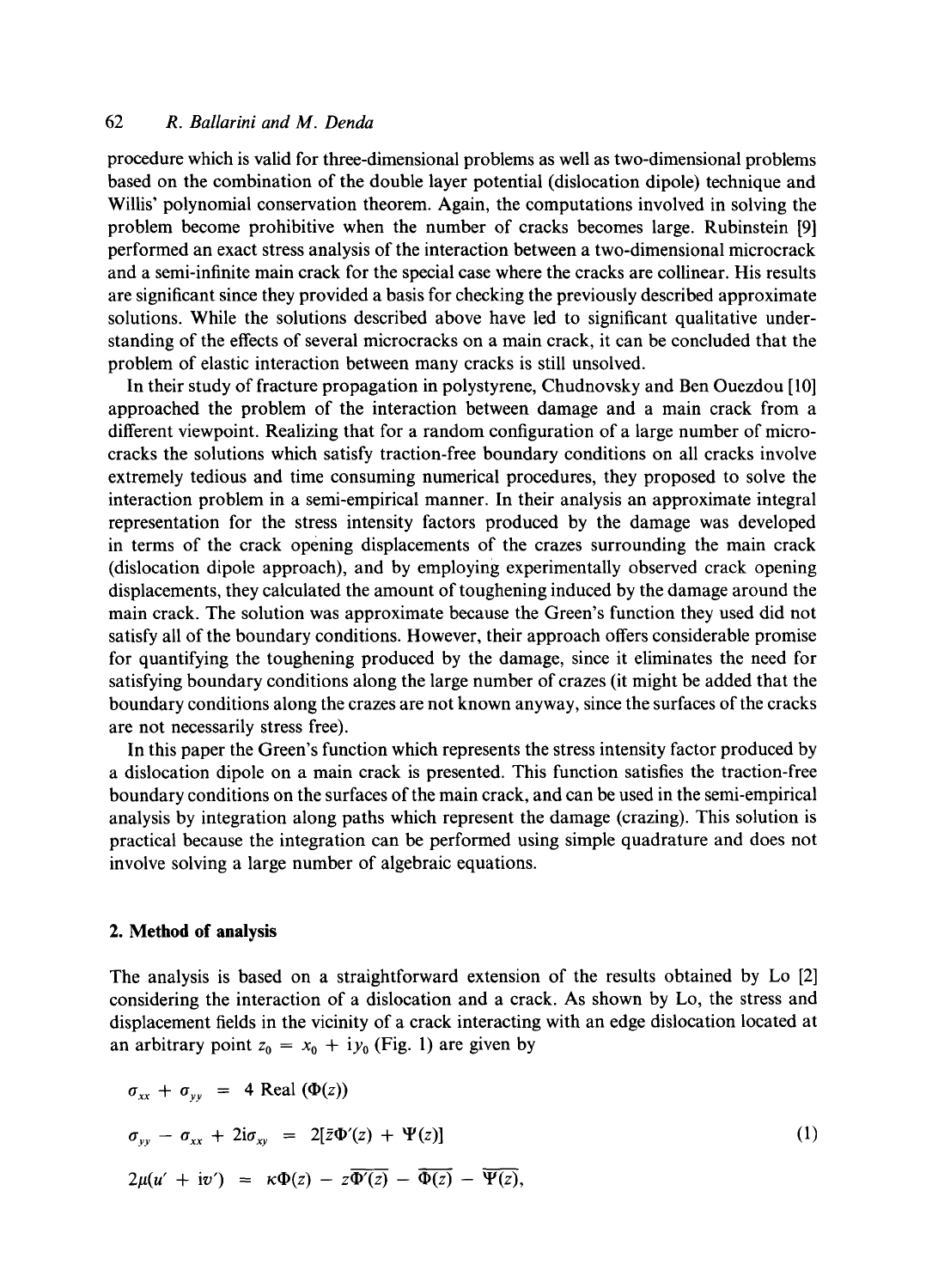procedure which is valid for three-dimensional problems as well as two-dimensional problems based on the combination of the double layer potential (dislocation dipole) technique and Willis' polynomial conservation theorem. Again, the computations involved in solving the problem become prohibitive when the number of cracks becomes large. Rubinstein [9] performed an exact stress analysis of the interaction between a two-dimensional microcrack and a semi-infinite main crack for the special case where the cracks are collinear. His results are significant since they provided a basis for checking the previously described approximate solutions. While the solutions described above have led to significant qualitative understanding of the effects of several microcracks on a main crack, it can be concluded that the problem of elastic interaction between many cracks is still unsolved.

In their study of fracture propagation in polystyrene, Chudnovsky and Ben Ouezdou [10] approached the problem of the interaction between damage and a main crack from a different viewpoint. Realizing that for a random configuration of a large number of microcracks the solutions which satisfy traction-free boundary conditions on all cracks involve extremely tedious and time consuming numerical procedures, they proposed to solve the interaction problem in a semi-empirical manner. In their analysis an approximate integral representation for the stress intensity factors produced by the damage was developed in terms of the crack opening displacements of the crazes surrounding the main crack (dislocation dipole approach), and by employing experimentally observed crack opening displacements, they calculated the amount of toughening induced by the damage around the main crack. The solution was approximate because the Green's function they used did not satisfy all of the boundary conditions. However, their approach offers considerable promise for quantifying the toughening produced by the damage, since it eliminates the need for satisfying boundary conditions along the large number of crazes (it might be added that the boundary conditions along the crazes are not known anyway, since the surfaces of the cracks are not necessarily stress free).

In this paper the Green's function which represents the stress intensity factor produced by a dislocation dipole on a main crack is presented. This function satisfies the traction-free boundary conditions on the surfaces of the main crack, and can be used in the semi-empirical analysis by integration along paths which represent the damage (crazing). This solution is practical because the integration can be performed using simple quadrature and does not involve solving a large number of algebraic equations.

## 2. Method of analysis

The analysis is based on a straightforward extension of the results obtained by Lo [2] considering the interaction of a dislocation and a crack. As shown by Lo, the stress and displacement fields in the vicinity of a crack interacting with an edge dislocation located at an arbitrary point $z_0 = x_0 + iy_0$ (Fig. 1) are given by

$$
\begin{aligned}
\sigma_{xx} + \sigma_{yy} &= 4 \, \mathrm{Real}\,(\Phi(z)) \\
\sigma_{yy} - \sigma_{xx} + 2i\sigma_{xy} &= 2[\bar{z}\Phi'(z) + \Psi(z)] \\
2\mu(u' + iv') &= \kappa\Phi(z) - z\overline{\Phi'(z)} - \overline{\Phi(z)} - \overline{\Psi(z)},
\end{aligned}
\tag{1}
$$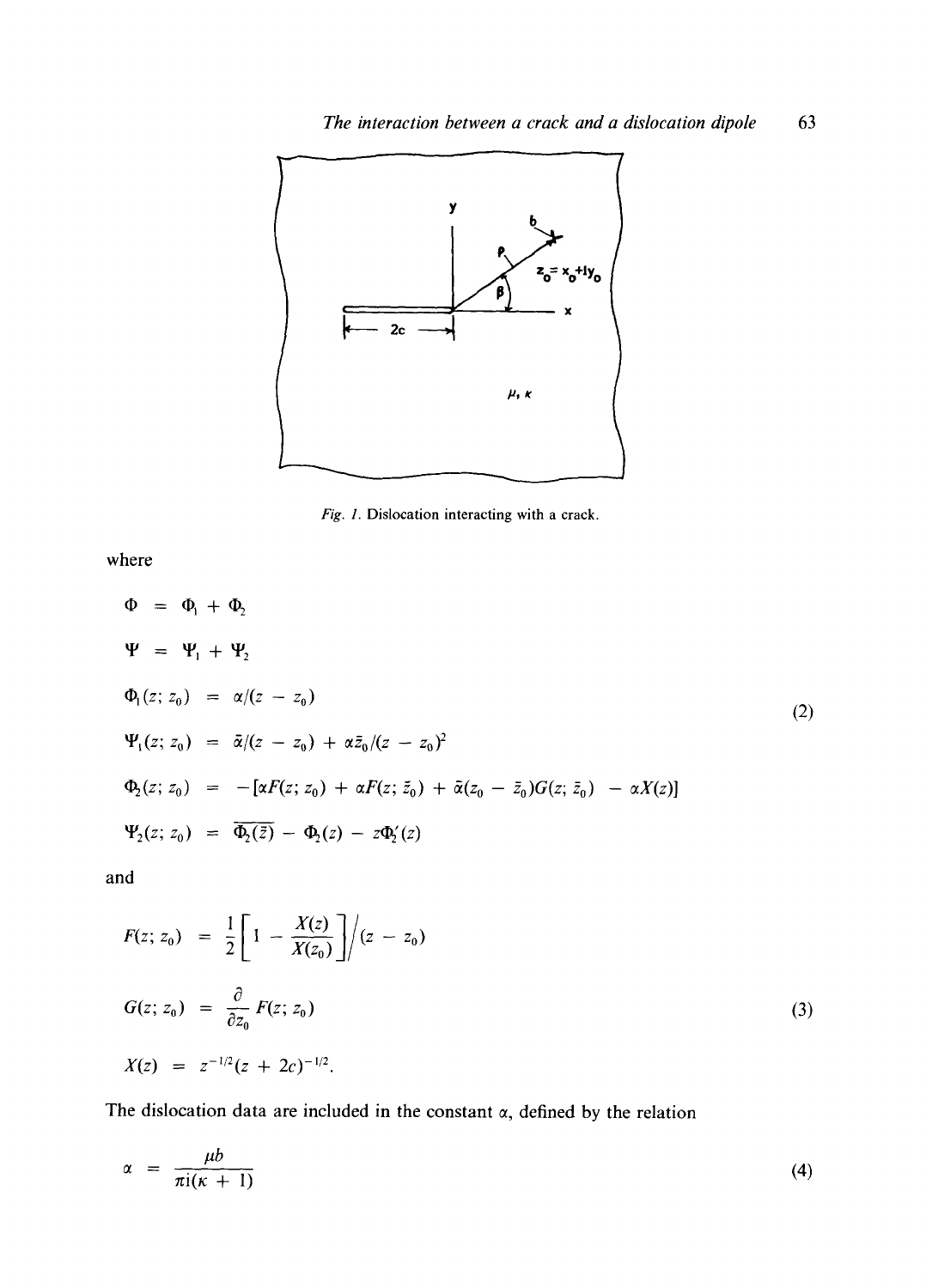Fig. 1. Dislocation interacting with a crack.

where

$$
\begin{aligned}
\Phi &= \Phi_1 + \Phi_2 \\
\Psi &= \Psi_1 + \Psi_2 \\
\Phi_1(z; z_0) &= \alpha/(z - z_0) \\
\Psi_1(z; z_0) &= \bar{\alpha}/(z - z_0) + \alpha\bar{z}_0/(z - z_0)^2 \\
\Phi_2(z; z_0) &= -[\alpha F(z; z_0) + \alpha F(z; \bar{z}_0) + \bar{\alpha}(z_0 - \bar{z}_0)G(z; \bar{z}_0) - \alpha X(z)] \\
\Psi_2(z; z_0) &= \overline{\Phi_2(\bar{z})} - \Phi_2(z) - z\Phi_2'(z)
\end{aligned}
\tag{2}
$$

and

$$
\begin{aligned}
F(z; z_0) &= \frac{1}{2}\left[1 - \frac{X(z)}{X(z_0)}\right]\Big/(z - z_0) \\
G(z; z_0) &= \frac{\partial}{\partial z_0} F(z; z_0) \\
X(z) &= z^{-1/2}(z + 2c)^{-1/2}.
\end{aligned}
\tag{3}
$$

The dislocation data are included in the constant $\alpha$, defined by the relation

$$
\alpha = \frac{\mu b}{\pi i(\kappa + 1)}
\tag{4}
$$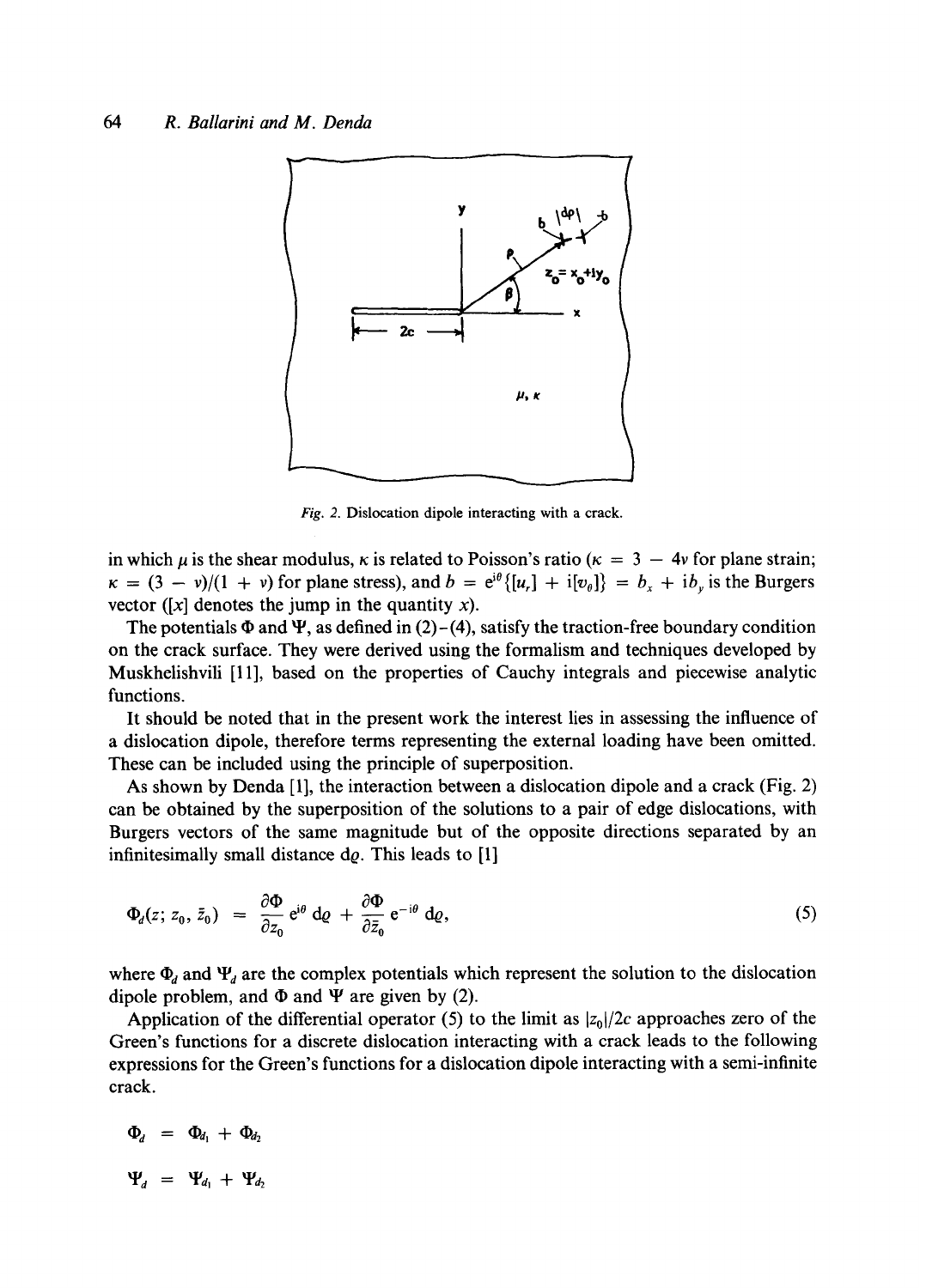Fig. 2. Dislocation dipole interacting with a crack.

in which $\mu$ is the shear modulus, $\kappa$ is related to Poisson's ratio ($\kappa = 3 - 4\nu$ for plane strain; $\kappa = (3 - \nu)/(1 + \nu)$ for plane stress), and $b = e^{i\theta}\{[u_r] + i[v_\theta]\} = b_x + ib_y$ is the Burgers vector ($[x]$ denotes the jump in the quantity $x$).

The potentials $\Phi$ and $\Psi$, as defined in (2)–(4), satisfy the traction-free boundary condition on the crack surface. They were derived using the formalism and techniques developed by Muskhelishvili [11], based on the properties of Cauchy integrals and piecewise analytic functions.

It should be noted that in the present work the interest lies in assessing the influence of a dislocation dipole, therefore terms representing the external loading have been omitted. These can be included using the principle of superposition.

As shown by Denda [1], the interaction between a dislocation dipole and a crack (Fig. 2) can be obtained by the superposition of the solutions to a pair of edge dislocations, with Burgers vectors of the same magnitude but of the opposite directions separated by an infinitesimally small distance $d\varrho$. This leads to [1]

$$\Phi_d(z; z_0, \bar{z}_0) = \frac{\partial \Phi}{\partial z_0} e^{i\theta} \, d\varrho + \frac{\partial \Phi}{\partial \bar{z}_0} e^{-i\theta} \, d\varrho, \tag{5}$$

where $\Phi_d$ and $\Psi_d$ are the complex potentials which represent the solution to the dislocation dipole problem, and $\Phi$ and $\Psi$ are given by (2).

Application of the differential operator (5) to the limit as $|z_0|/2c$ approaches zero of the Green's functions for a discrete dislocation interacting with a crack leads to the following expressions for the Green's functions for a dislocation dipole interacting with a semi-infinite crack.

$$\Phi_d = \Phi_{d_1} + \Phi_{d_2}$$

$$\Psi_d = \Psi_{d_1} + \Psi_{d_2}$$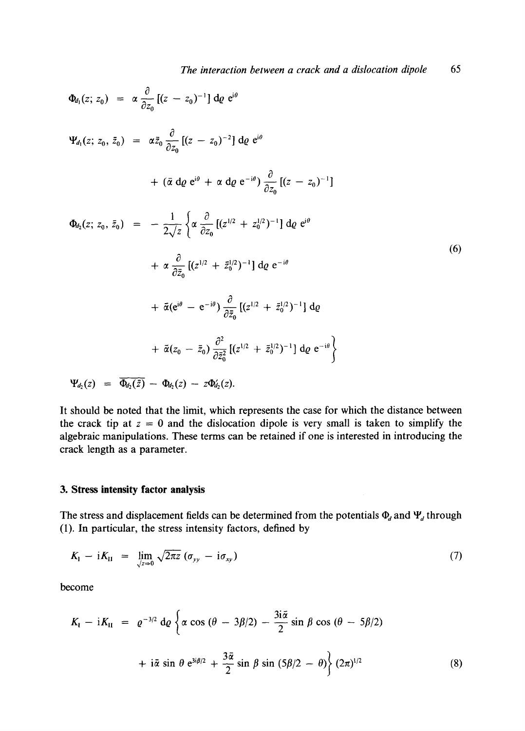$$
\begin{aligned}
\Phi_{d_1}(z; z_0) &= \alpha \frac{\partial}{\partial z_0} [(z - z_0)^{-1}] \, \mathrm{d}\varrho \, \mathrm{e}^{\mathrm{i}\theta} \\
\Psi_{d_1}(z; z_0, \bar{z}_0) &= \alpha \bar{z}_0 \frac{\partial}{\partial z_0} [(z - z_0)^{-2}] \, \mathrm{d}\varrho \, \mathrm{e}^{\mathrm{i}\theta} \\
&\quad + (\bar{\alpha} \, \mathrm{d}\varrho \, \mathrm{e}^{\mathrm{i}\theta} + \alpha \, \mathrm{d}\varrho \, \mathrm{e}^{-\mathrm{i}\theta}) \frac{\partial}{\partial z_0} [(z - z_0)^{-1}] \\
\Phi_{d_2}(z; z_0, \bar{z}_0) &= -\frac{1}{2\sqrt{z}} \left\{ \alpha \frac{\partial}{\partial z_0} [(z^{1/2} + z_0^{1/2})^{-1}] \, \mathrm{d}\varrho \, \mathrm{e}^{\mathrm{i}\theta} \right. \\
&\quad + \alpha \frac{\partial}{\partial \bar{z}_0} [(z^{1/2} + \bar{z}_0^{1/2})^{-1}] \, \mathrm{d}\varrho \, \mathrm{e}^{-\mathrm{i}\theta} \\
&\quad + \bar{\alpha} (\mathrm{e}^{\mathrm{i}\theta} - \mathrm{e}^{-\mathrm{i}\theta}) \frac{\partial}{\partial \bar{z}_0} [(z^{1/2} + \bar{z}_0^{1/2})^{-1}] \, \mathrm{d}\varrho \\
&\quad \left. + \bar{\alpha} (z_0 - \bar{z}_0) \frac{\partial^2}{\partial \bar{z}_0^2} [(z^{1/2} + \bar{z}_0^{1/2})^{-1}] \, \mathrm{d}\varrho \, \mathrm{e}^{-\mathrm{i}\theta} \right\} \\
\Psi_{d_2}(z) &= \overline{\Phi_{d_2}(\bar{z})} - \Phi_{d_2}(z) - z\Phi'_{d_2}(z).
\end{aligned}
\tag{6}
$$

It should be noted that the limit, which represents the case for which the distance between the crack tip at $z = 0$ and the dislocation dipole is very small is taken to simplify the algebraic manipulations. These terms can be retained if one is interested in introducing the crack length as a parameter.

## 3. Stress intensity factor analysis

The stress and displacement fields can be determined from the potentials $\Phi_d$ and $\Psi_d$ through (1). In particular, the stress intensity factors, defined by

$$
K_{\mathrm{I}} - \mathrm{i}K_{\mathrm{II}} = \lim_{\sqrt{z} \Rightarrow 0} \sqrt{2\pi z} \, (\sigma_{yy} - \mathrm{i}\sigma_{xy}) \tag{7}
$$

become

$$
\begin{aligned}
K_{\mathrm{I}} - \mathrm{i}K_{\mathrm{II}} &= \varrho^{-3/2} \, \mathrm{d}\varrho \left\{ \alpha \cos(\theta - 3\beta/2) - \frac{3\mathrm{i}\bar{\alpha}}{2} \sin\beta \cos(\theta - 5\beta/2) \right. \\
&\quad \left. + \mathrm{i}\bar{\alpha} \sin\theta \, \mathrm{e}^{3\mathrm{i}\beta/2} + \frac{3\bar{\alpha}}{2} \sin\beta \sin(5\beta/2 - \theta) \right\} (2\pi)^{1/2}
\end{aligned}
\tag{8}
$$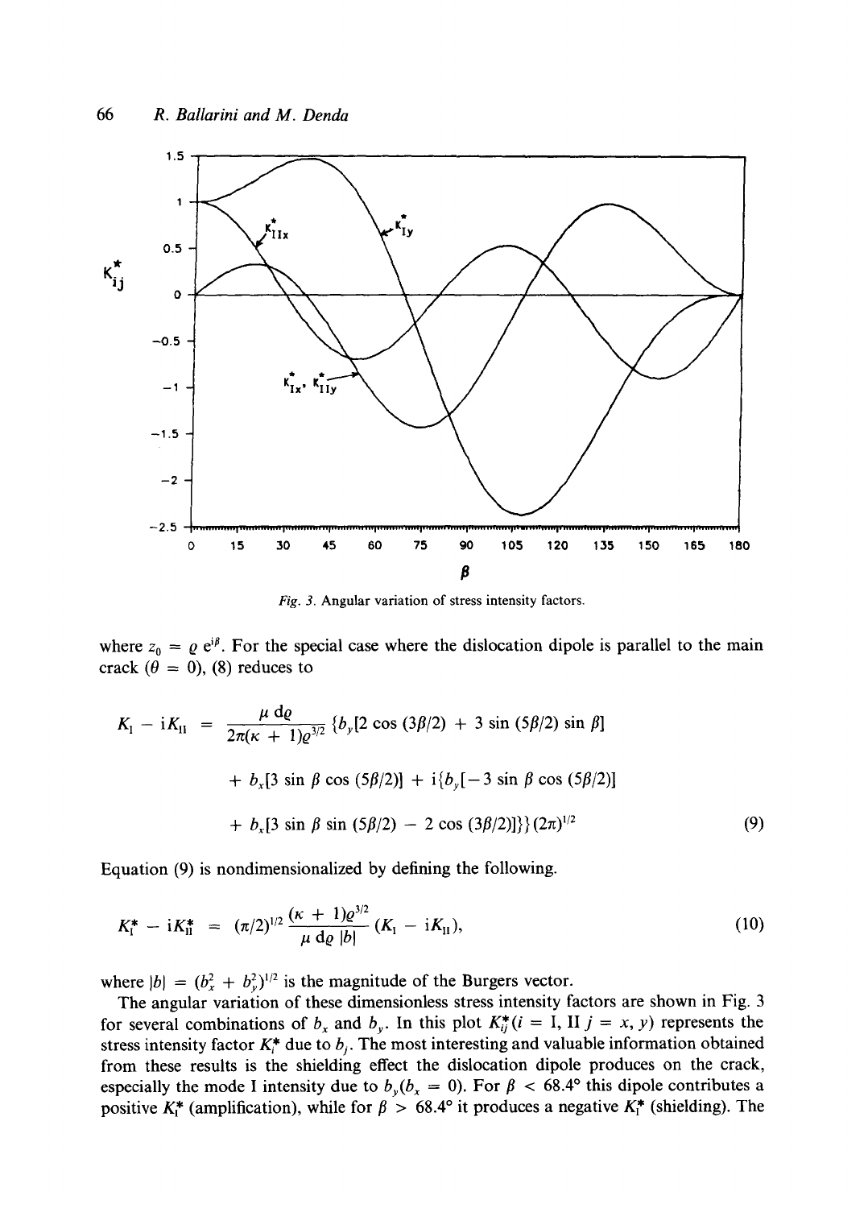Fig. 3. Angular variation of stress intensity factors.

where $z_0 = \varrho\, e^{i\beta}$. For the special case where the dislocation dipole is parallel to the main crack ($\theta = 0$), (8) reduces to

$$K_I - iK_{II} = \frac{\mu\, d\varrho}{2\pi(\kappa + 1)\varrho^{3/2}} \{b_y[2 \cos (3\beta/2) + 3 \sin (5\beta/2) \sin \beta]$$

$$+ b_x[3 \sin \beta \cos (5\beta/2)] + i\{b_y[-3 \sin \beta \cos (5\beta/2)]$$

$$+ b_x[3 \sin \beta \sin (5\beta/2) - 2 \cos (3\beta/2)]\}\}(2\pi)^{1/2} \tag{9}$$

Equation (9) is nondimensionalized by defining the following.

$$K_I^* - iK_{II}^* = (\pi/2)^{1/2} \frac{(\kappa + 1)\varrho^{3/2}}{\mu\, d\varrho\, |b|} (K_I - iK_{II}), \tag{10}$$

where $|b| = (b_x^2 + b_y^2)^{1/2}$ is the magnitude of the Burgers vector.

The angular variation of these dimensionless stress intensity factors are shown in Fig. 3 for several combinations of $b_x$ and $b_y$. In this plot $K_{ij}^*(i = \text{I, II}\ j = x, y)$ represents the stress intensity factor $K_i^*$ due to $b_j$. The most interesting and valuable information obtained from these results is the shielding effect the dislocation dipole produces on the crack, especially the mode I intensity due to $b_y(b_x = 0)$. For $\beta < 68.4°$ this dipole contributes a positive $K_I^*$ (amplification), while for $\beta > 68.4°$ it produces a negative $K_I^*$ (shielding). The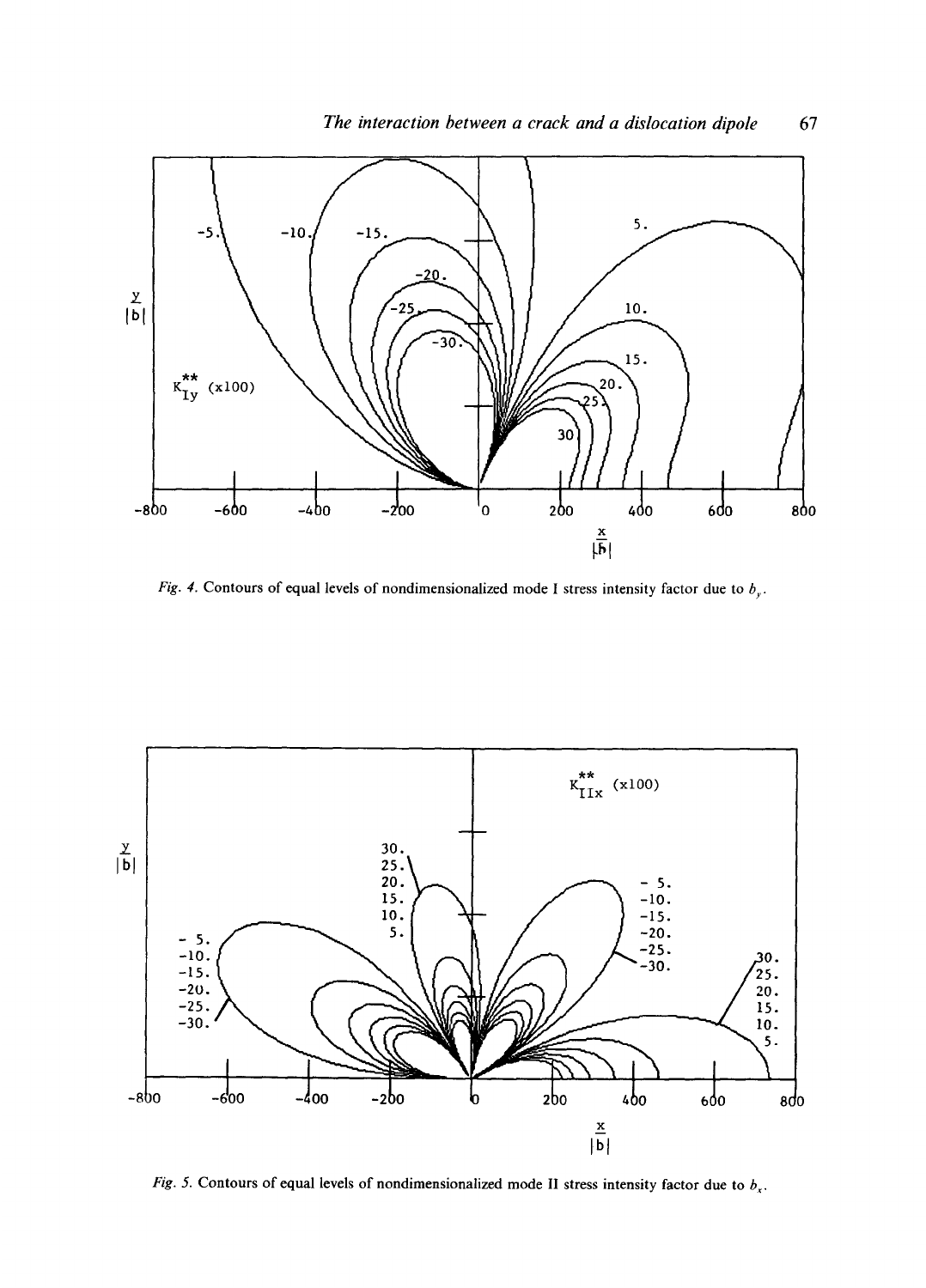*Fig. 4.* Contours of equal levels of nondimensionalized mode I stress intensity factor due to $b_y$.

*Fig. 5.* Contours of equal levels of nondimensionalized mode II stress intensity factor due to $b_x$.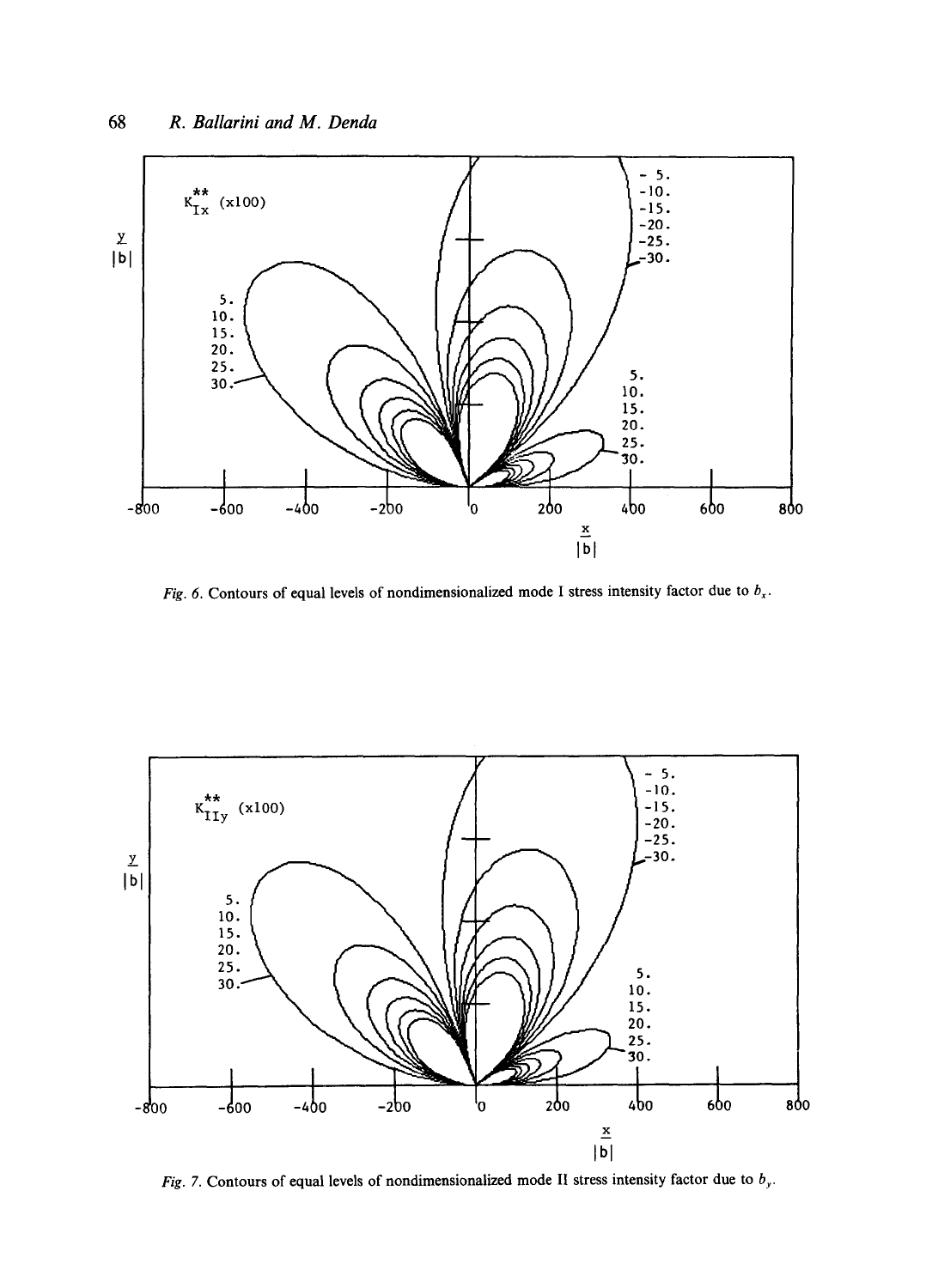Fig. 6. Contours of equal levels of nondimensionalized mode I stress intensity factor due to $b_x$.

Fig. 7. Contours of equal levels of nondimensionalized mode II stress intensity factor due to $b_y$.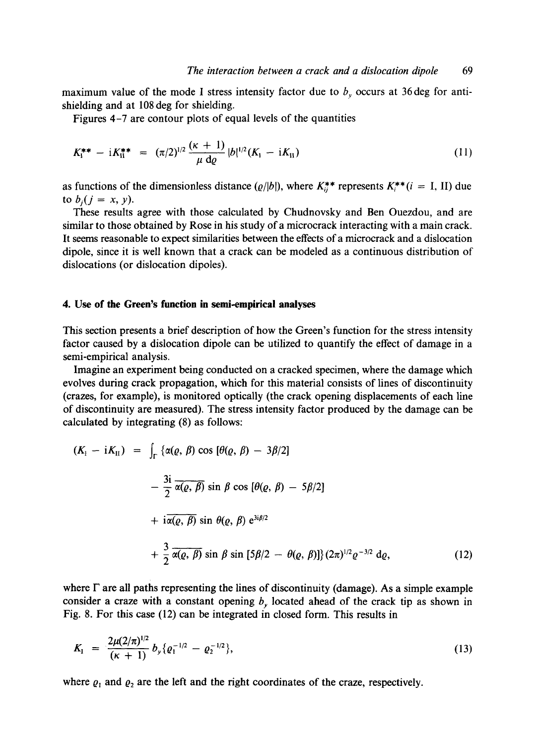maximum value of the mode I stress intensity factor due to $b_y$ occurs at 36 deg for anti-shielding and at 108 deg for shielding.

Figures 4–7 are contour plots of equal levels of the quantities

$$K_{\mathrm{I}}^{**} - \mathrm{i}K_{\mathrm{II}}^{**} = (\pi/2)^{1/2} \frac{(\kappa + 1)}{\mu \, \mathrm{d}\varrho} |b|^{1/2} (K_{\mathrm{I}} - \mathrm{i}K_{\mathrm{II}}) \tag{11}$$

as functions of the dimensionless distance $(\varrho/|b|)$, where $K_{ij}^{**}$ represents $K_i^{**} (i = \mathrm{I, II})$ due to $b_j (j = x, y)$.

These results agree with those calculated by Chudnovsky and Ben Ouezdou, and are similar to those obtained by Rose in his study of a microcrack interacting with a main crack. It seems reasonable to expect similarities between the effects of a microcrack and a dislocation dipole, since it is well known that a crack can be modeled as a continuous distribution of dislocations (or dislocation dipoles).

## 4. Use of the Green's function in semi-empirical analyses

This section presents a brief description of how the Green's function for the stress intensity factor caused by a dislocation dipole can be utilized to quantify the effect of damage in a semi-empirical analysis.

Imagine an experiment being conducted on a cracked specimen, where the damage which evolves during crack propagation, which for this material consists of lines of discontinuity (crazes, for example), is monitored optically (the crack opening displacements of each line of discontinuity are measured). The stress intensity factor produced by the damage can be calculated by integrating (8) as follows:

$$\begin{aligned}(K_{\mathrm{I}} - \mathrm{i}K_{\mathrm{II}}) = \int_{\Gamma} \{ & \alpha(\varrho, \beta) \cos [\theta(\varrho, \beta) - 3\beta/2] \\ & - \frac{3\mathrm{i}}{2} \overline{\alpha(\varrho, \beta)} \sin \beta \cos [\theta(\varrho, \beta) - 5\beta/2] \\ & + \mathrm{i}\overline{\alpha(\varrho, \beta)} \sin \theta(\varrho, \beta) \, \mathrm{e}^{3\mathrm{i}\beta/2} \\ & + \frac{3}{2} \overline{\alpha(\varrho, \beta)} \sin \beta \sin [5\beta/2 - \theta(\varrho, \beta)] \} (2\pi)^{1/2} \varrho^{-3/2} \, \mathrm{d}\varrho,\end{aligned} \tag{12}$$

where $\Gamma$ are all paths representing the lines of discontinuity (damage). As a simple example consider a craze with a constant opening $b_y$ located ahead of the crack tip as shown in Fig. 8. For this case (12) can be integrated in closed form. This results in

$$K_{\mathrm{I}} = \frac{2\mu (2/\pi)^{1/2}}{(\kappa + 1)} b_y \{ \varrho_1^{-1/2} - \varrho_2^{-1/2} \}, \tag{13}$$

where $\varrho_1$ and $\varrho_2$ are the left and the right coordinates of the craze, respectively.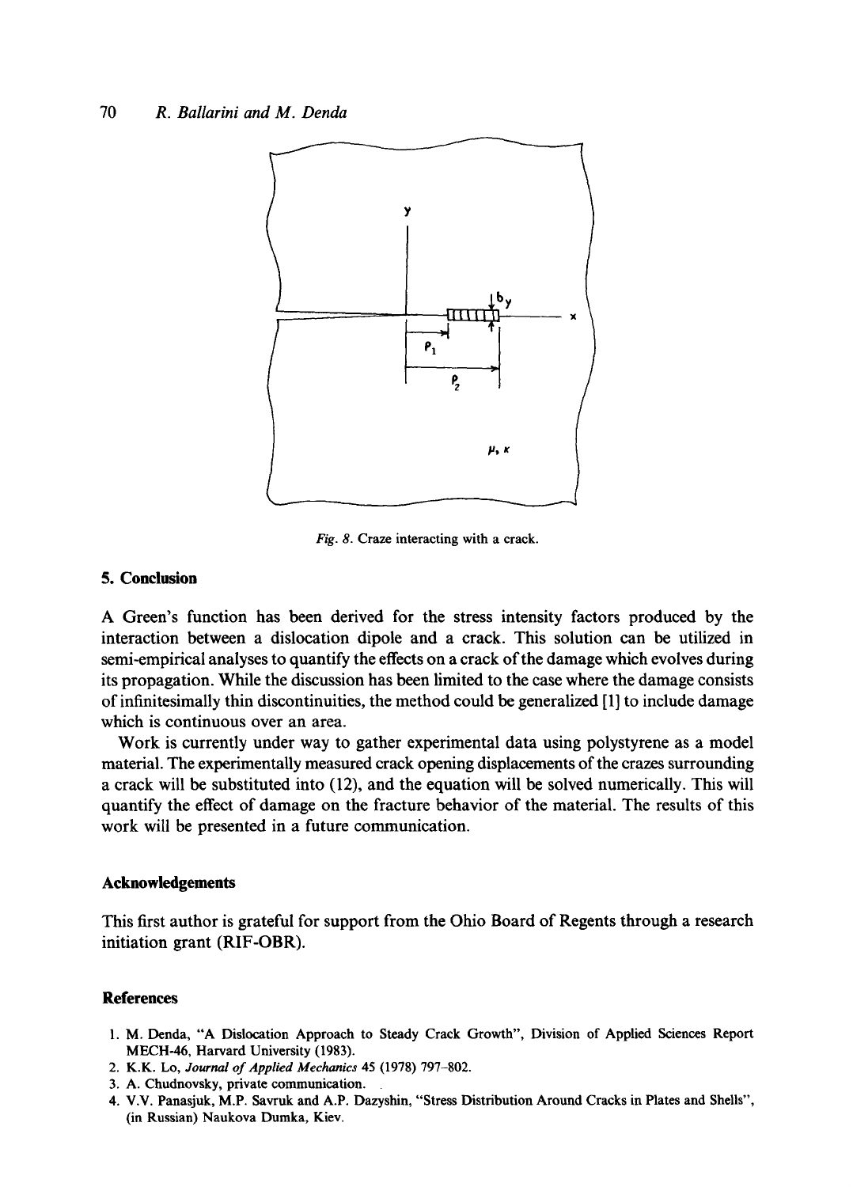Fig. 8. Craze interacting with a crack.

## 5. Conclusion

A Green's function has been derived for the stress intensity factors produced by the interaction between a dislocation dipole and a crack. This solution can be utilized in semi-empirical analyses to quantify the effects on a crack of the damage which evolves during its propagation. While the discussion has been limited to the case where the damage consists of infinitesimally thin discontinuities, the method could be generalized [1] to include damage which is continuous over an area.

Work is currently under way to gather experimental data using polystyrene as a model material. The experimentally measured crack opening displacements of the crazes surrounding a crack will be substituted into (12), and the equation will be solved numerically. This will quantify the effect of damage on the fracture behavior of the material. The results of this work will be presented in a future communication.

## Acknowledgements

This first author is grateful for support from the Ohio Board of Regents through a research initiation grant (RIF-OBR).

## References

1. M. Denda, "A Dislocation Approach to Steady Crack Growth", Division of Applied Sciences Report MECH-46, Harvard University (1983).
2. K.K. Lo, *Journal of Applied Mechanics* 45 (1978) 797–802.
3. A. Chudnovsky, private communication.
4. V.V. Panasjuk, M.P. Savruk and A.P. Dazyshin, "Stress Distribution Around Cracks in Plates and Shells", (in Russian) Naukova Dumka, Kiev.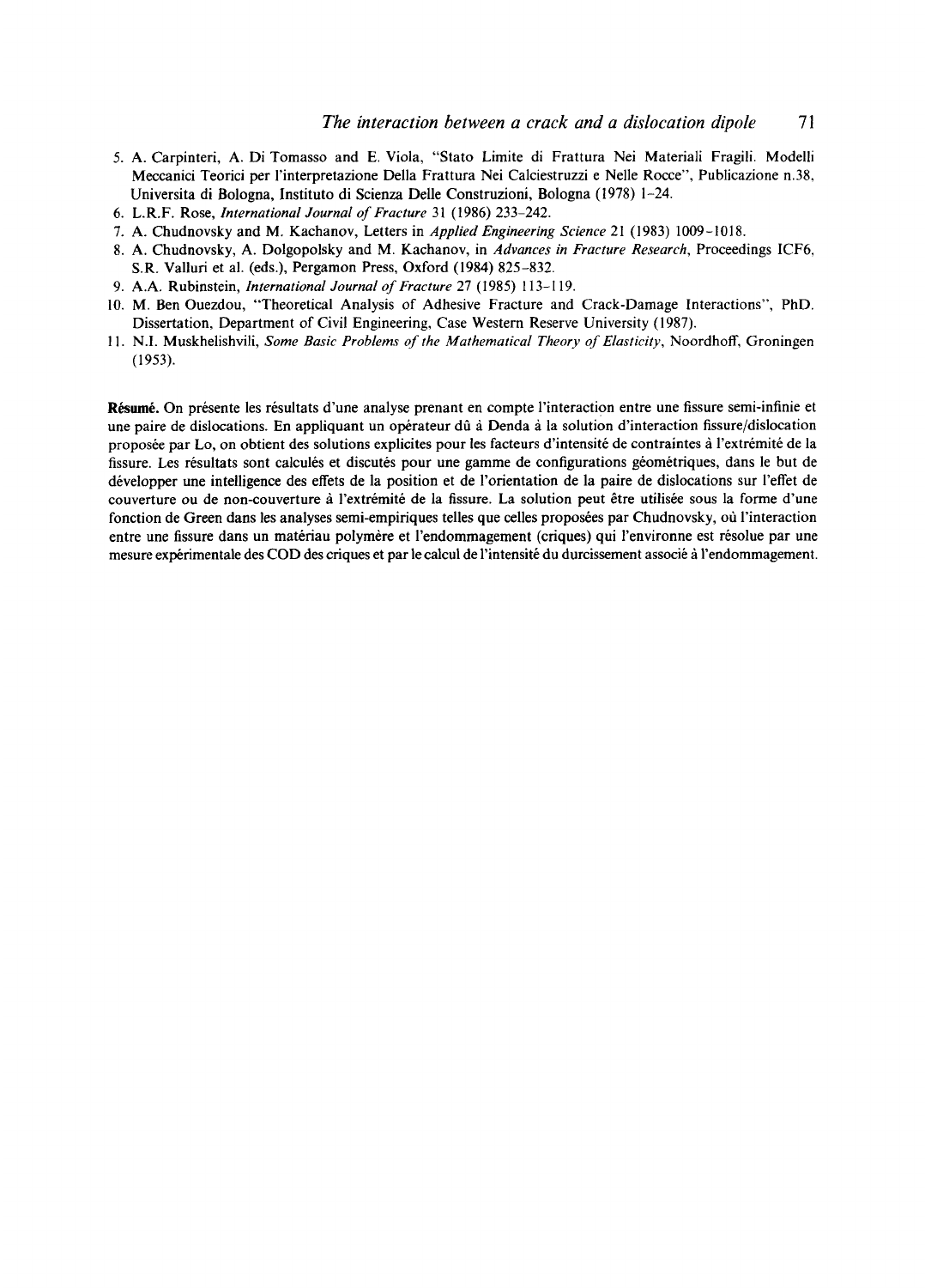5. A. Carpinteri, A. Di Tomasso and E. Viola, "Stato Limite di Frattura Nei Materiali Fragili. Modelli Meccanici Teorici per l'interpretazione Della Frattura Nei Calciestruzzi e Nelle Rocce", Publicazione n.38, Universita di Bologna, Instituto di Scienza Delle Construzioni, Bologna (1978) 1–24.
6. L.R.F. Rose, *International Journal of Fracture* 31 (1986) 233–242.
7. A. Chudnovsky and M. Kachanov, Letters in *Applied Engineering Science* 21 (1983) 1009–1018.
8. A. Chudnovsky, A. Dolgopolsky and M. Kachanov, in *Advances in Fracture Research*, Proceedings ICF6, S.R. Valluri et al. (eds.), Pergamon Press, Oxford (1984) 825–832.
9. A.A. Rubinstein, *International Journal of Fracture* 27 (1985) 113–119.
10. M. Ben Ouezdou, "Theoretical Analysis of Adhesive Fracture and Crack-Damage Interactions", PhD. Dissertation, Department of Civil Engineering, Case Western Reserve University (1987).
11. N.I. Muskhelishvili, *Some Basic Problems of the Mathematical Theory of Elasticity*, Noordhoff, Groningen (1953).

**Résumé.** On présente les résultats d'une analyse prenant en compte l'interaction entre une fissure semi-infinie et une paire de dislocations. En appliquant un opérateur dû à Denda à la solution d'interaction fissure/dislocation proposée par Lo, on obtient des solutions explicites pour les facteurs d'intensité de contraintes à l'extrémité de la fissure. Les résultats sont calculés et discutés pour une gamme de configurations géométriques, dans le but de développer une intelligence des effets de la position et de l'orientation de la paire de dislocations sur l'effet de couverture ou de non-couverture à l'extrémité de la fissure. La solution peut être utilisée sous la forme d'une fonction de Green dans les analyses semi-empiriques telles que celles proposées par Chudnovsky, où l'interaction entre une fissure dans un matériau polymère et l'endommagement (criques) qui l'environne est résolue par une mesure expérimentale des COD des criques et par le calcul de l'intensité du durcissement associé à l'endommagement.